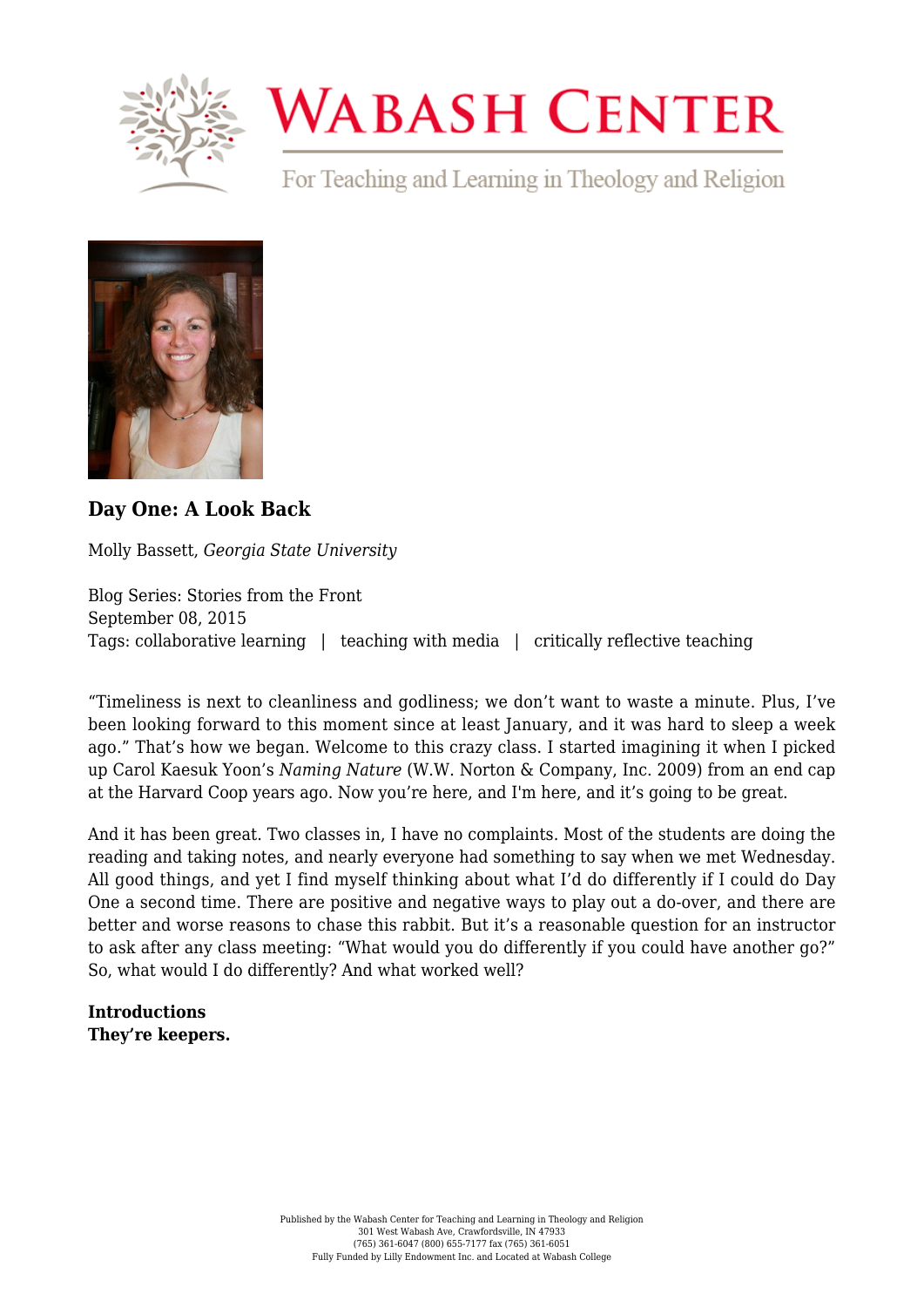# WABASH CENTER

For Teaching and Learning in Theology and Religion

## Day One: A Look Back

Molly Bassett, *Georgia State University*

Blog Series: Stories from the Front
September 08, 2015
Tags: collaborative learning | teaching with media | critically reflective teaching

"Timeliness is next to cleanliness and godliness; we don't want to waste a minute. Plus, I've been looking forward to this moment since at least January, and it was hard to sleep a week ago." That's how we began. Welcome to this crazy class. I started imagining it when I picked up Carol Kaesuk Yoon's *Naming Nature* (W.W. Norton & Company, Inc. 2009) from an end cap at the Harvard Coop years ago. Now you're here, and I'm here, and it's going to be great.

And it has been great. Two classes in, I have no complaints. Most of the students are doing the reading and taking notes, and nearly everyone had something to say when we met Wednesday. All good things, and yet I find myself thinking about what I'd do differently if I could do Day One a second time. There are positive and negative ways to play out a do-over, and there are better and worse reasons to chase this rabbit. But it's a reasonable question for an instructor to ask after any class meeting: "What would you do differently if you could have another go?" So, what would I do differently? And what worked well?

**Introductions**
**They're keepers.**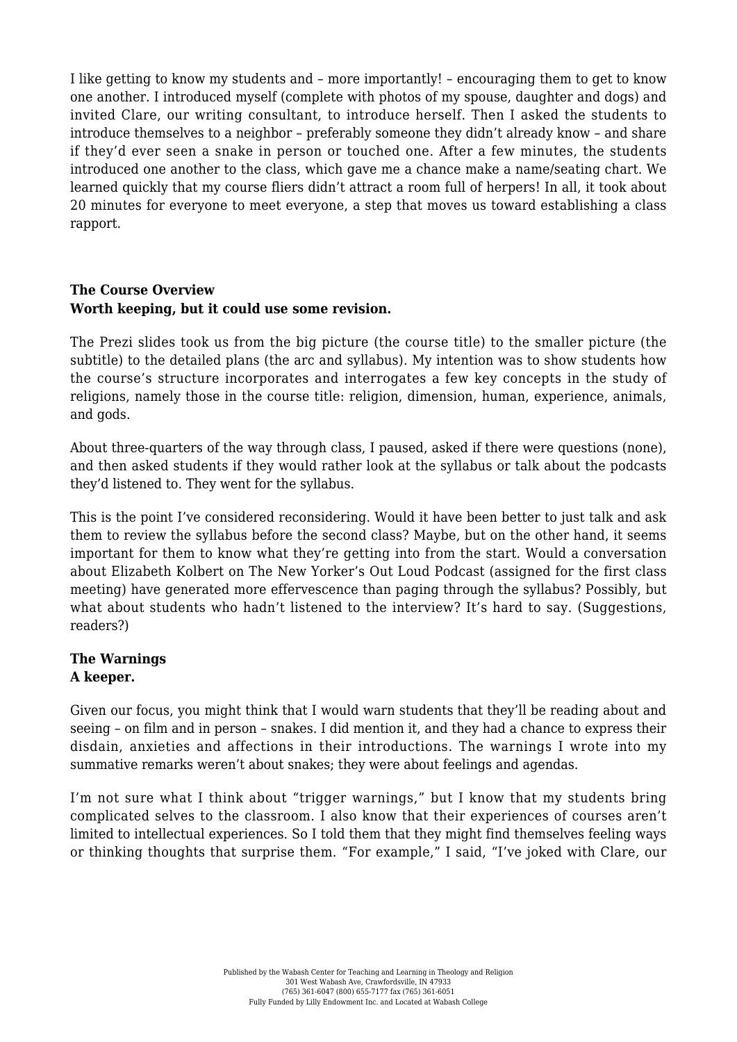I like getting to know my students and – more importantly! – encouraging them to get to know one another. I introduced myself (complete with photos of my spouse, daughter and dogs) and invited Clare, our writing consultant, to introduce herself. Then I asked the students to introduce themselves to a neighbor – preferably someone they didn't already know – and share if they'd ever seen a snake in person or touched one. After a few minutes, the students introduced one another to the class, which gave me a chance make a name/seating chart. We learned quickly that my course fliers didn't attract a room full of herpers! In all, it took about 20 minutes for everyone to meet everyone, a step that moves us toward establishing a class rapport.

**The Course Overview**
**Worth keeping, but it could use some revision.**

The Prezi slides took us from the big picture (the course title) to the smaller picture (the subtitle) to the detailed plans (the arc and syllabus). My intention was to show students how the course's structure incorporates and interrogates a few key concepts in the study of religions, namely those in the course title: religion, dimension, human, experience, animals, and gods.

About three-quarters of the way through class, I paused, asked if there were questions (none), and then asked students if they would rather look at the syllabus or talk about the podcasts they'd listened to. They went for the syllabus.

This is the point I've considered reconsidering. Would it have been better to just talk and ask them to review the syllabus before the second class? Maybe, but on the other hand, it seems important for them to know what they're getting into from the start. Would a conversation about Elizabeth Kolbert on The New Yorker's Out Loud Podcast (assigned for the first class meeting) have generated more effervescence than paging through the syllabus? Possibly, but what about students who hadn't listened to the interview? It's hard to say. (Suggestions, readers?)

**The Warnings**
**A keeper.**

Given our focus, you might think that I would warn students that they'll be reading about and seeing – on film and in person – snakes. I did mention it, and they had a chance to express their disdain, anxieties and affections in their introductions. The warnings I wrote into my summative remarks weren't about snakes; they were about feelings and agendas.

I'm not sure what I think about "trigger warnings," but I know that my students bring complicated selves to the classroom. I also know that their experiences of courses aren't limited to intellectual experiences. So I told them that they might find themselves feeling ways or thinking thoughts that surprise them. "For example," I said, "I've joked with Clare, our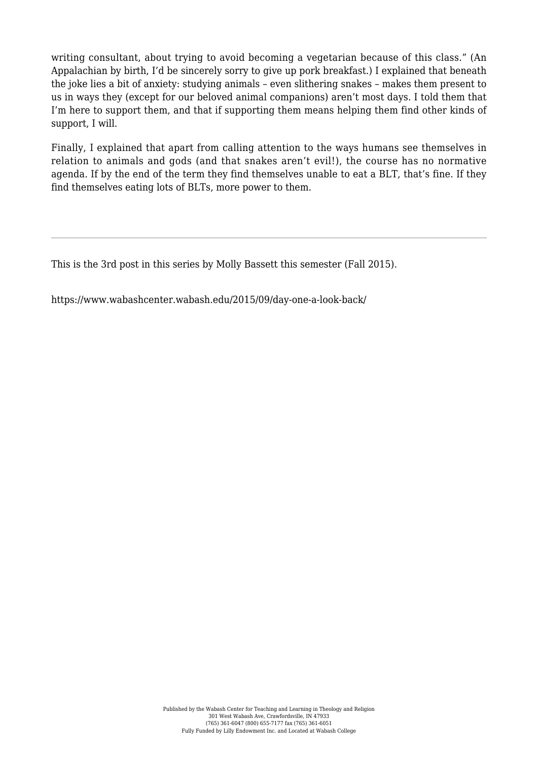writing consultant, about trying to avoid becoming a vegetarian because of this class." (An Appalachian by birth, I'd be sincerely sorry to give up pork breakfast.) I explained that beneath the joke lies a bit of anxiety: studying animals – even slithering snakes – makes them present to us in ways they (except for our beloved animal companions) aren't most days. I told them that I'm here to support them, and that if supporting them means helping them find other kinds of support, I will.

Finally, I explained that apart from calling attention to the ways humans see themselves in relation to animals and gods (and that snakes aren't evil!), the course has no normative agenda. If by the end of the term they find themselves unable to eat a BLT, that's fine. If they find themselves eating lots of BLTs, more power to them.

---

This is the 3rd post in this series by Molly Bassett this semester (Fall 2015).

https://www.wabashcenter.wabash.edu/2015/09/day-one-a-look-back/